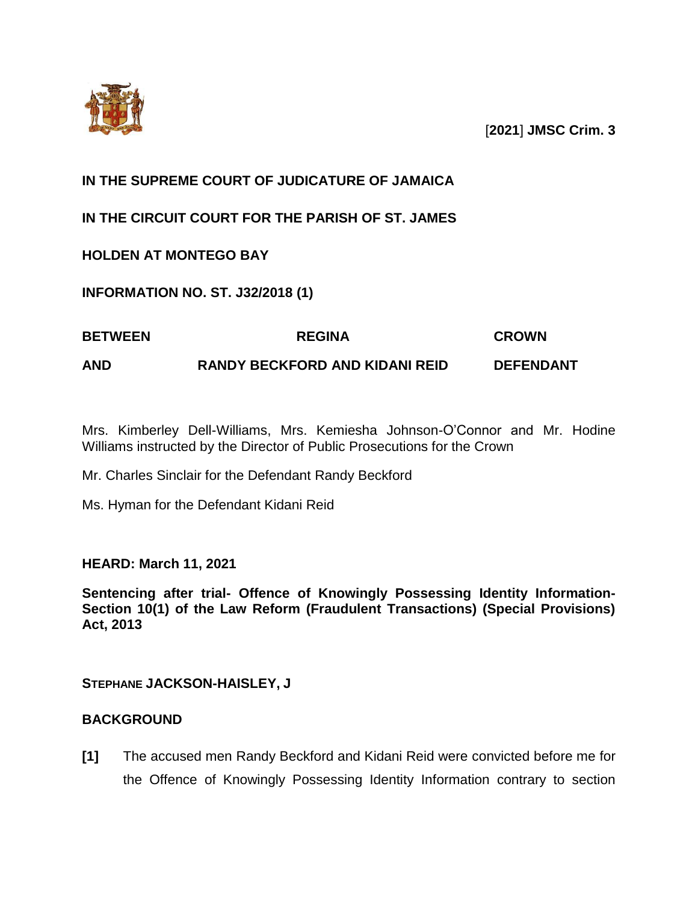[**2021**] **JMSC Crim. 3**

**IN THE SUPREME COURT OF JUDICATURE OF JAMAICA**

**IN THE CIRCUIT COURT FOR THE PARISH OF ST. JAMES**

**HOLDEN AT MONTEGO BAY**

**INFORMATION NO. ST. J32/2018 (1)**

| | | |
|---|---|---|
| **BETWEEN** | **REGINA** | **CROWN** |
| **AND** | **RANDY BECKFORD AND KIDANI REID** | **DEFENDANT** |

Mrs. Kimberley Dell-Williams, Mrs. Kemiesha Johnson-O'Connor and Mr. Hodine Williams instructed by the Director of Public Prosecutions for the Crown

Mr. Charles Sinclair for the Defendant Randy Beckford

Ms. Hyman for the Defendant Kidani Reid

**HEARD: March 11, 2021**

**Sentencing after trial- Offence of Knowingly Possessing Identity Information- Section 10(1) of the Law Reform (Fraudulent Transactions) (Special Provisions) Act, 2013**

**STEPHANE JACKSON-HAISLEY, J**

**BACKGROUND**

**[1]** The accused men Randy Beckford and Kidani Reid were convicted before me for the Offence of Knowingly Possessing Identity Information contrary to section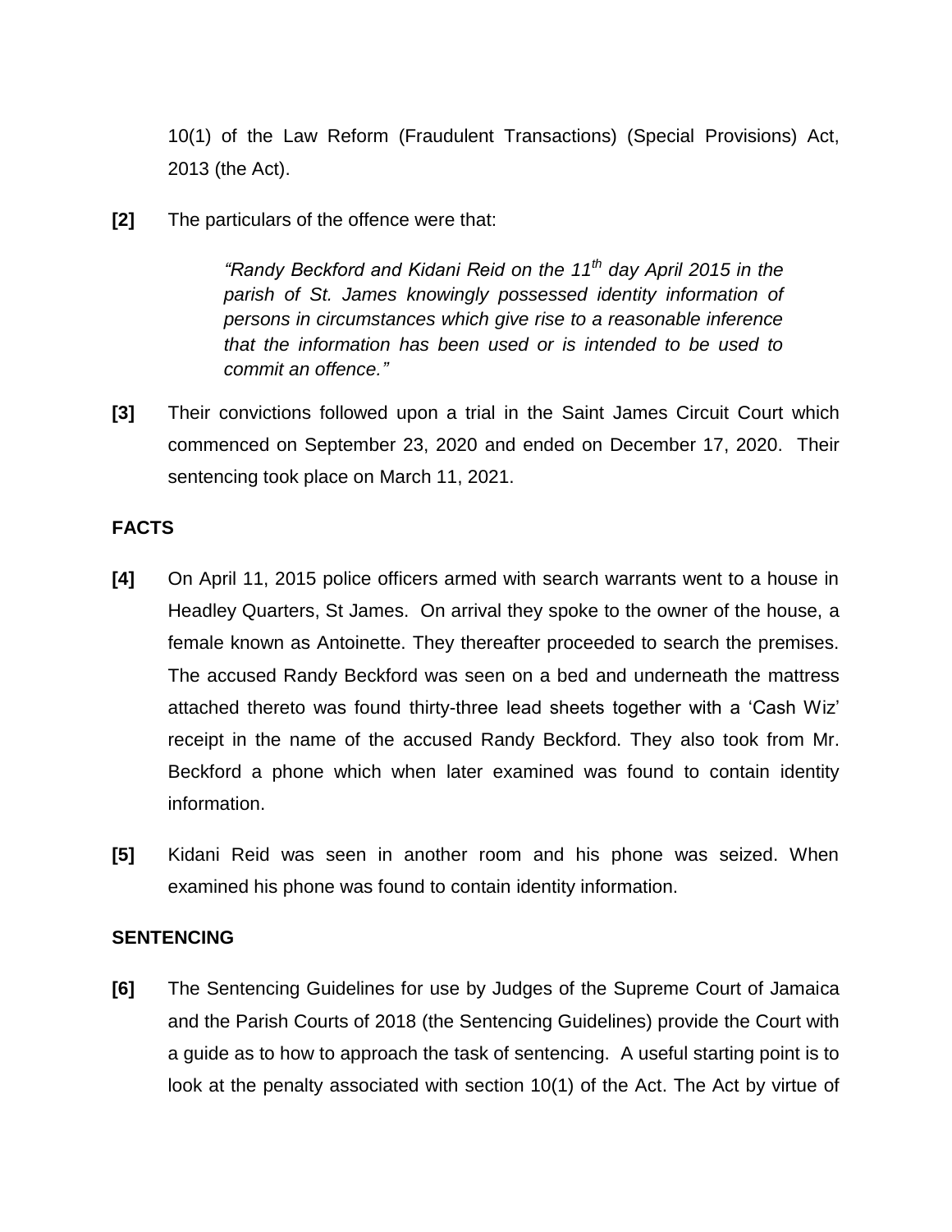10(1) of the Law Reform (Fraudulent Transactions) (Special Provisions) Act, 2013 (the Act).

**[2]** The particulars of the offence were that:

> *"Randy Beckford and Kidani Reid on the 11th day April 2015 in the parish of St. James knowingly possessed identity information of persons in circumstances which give rise to a reasonable inference that the information has been used or is intended to be used to commit an offence."*

**[3]** Their convictions followed upon a trial in the Saint James Circuit Court which commenced on September 23, 2020 and ended on December 17, 2020. Their sentencing took place on March 11, 2021.

**FACTS**

**[4]** On April 11, 2015 police officers armed with search warrants went to a house in Headley Quarters, St James. On arrival they spoke to the owner of the house, a female known as Antoinette. They thereafter proceeded to search the premises. The accused Randy Beckford was seen on a bed and underneath the mattress attached thereto was found thirty-three lead sheets together with a 'Cash Wiz' receipt in the name of the accused Randy Beckford. They also took from Mr. Beckford a phone which when later examined was found to contain identity information.

**[5]** Kidani Reid was seen in another room and his phone was seized. When examined his phone was found to contain identity information.

**SENTENCING**

**[6]** The Sentencing Guidelines for use by Judges of the Supreme Court of Jamaica and the Parish Courts of 2018 (the Sentencing Guidelines) provide the Court with a guide as to how to approach the task of sentencing. A useful starting point is to look at the penalty associated with section 10(1) of the Act. The Act by virtue of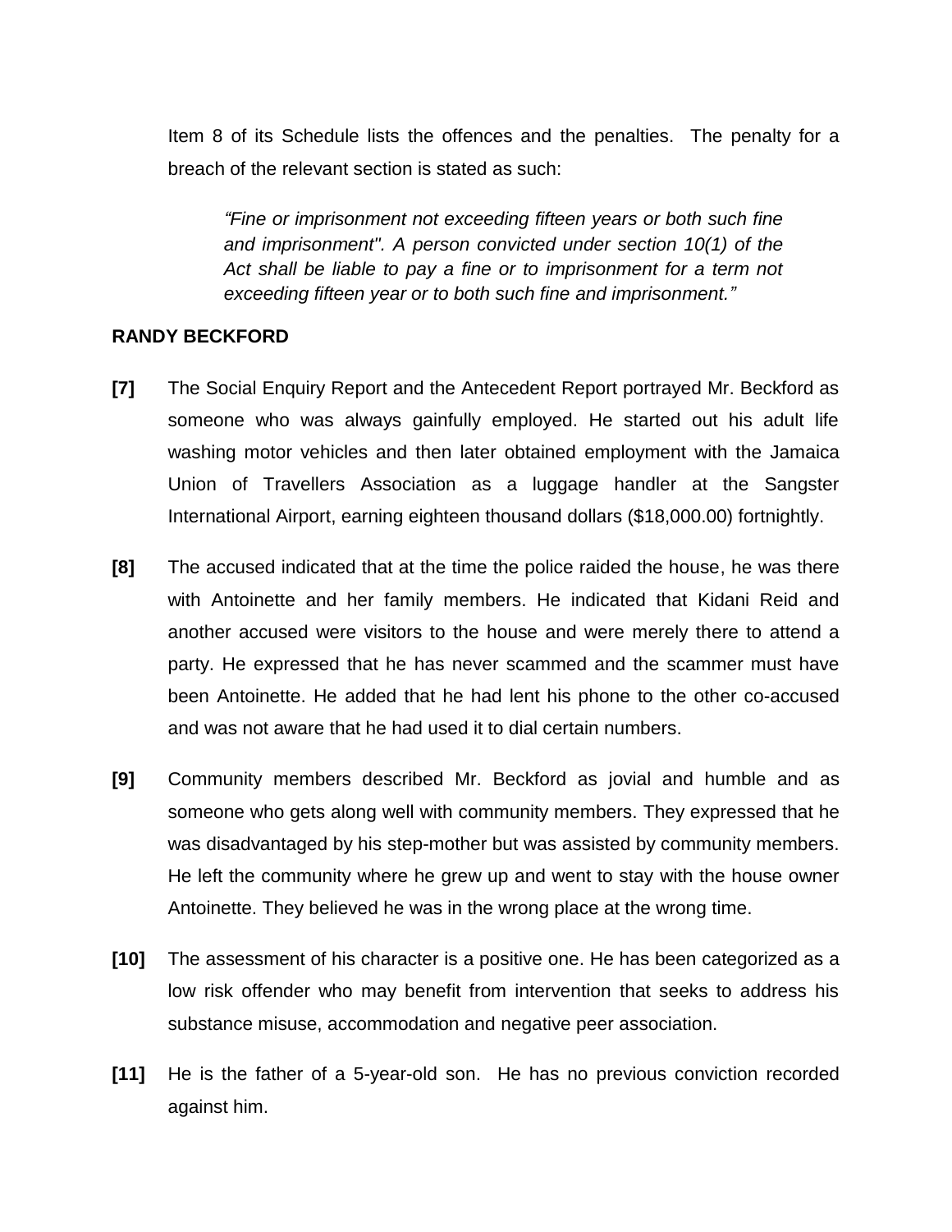Item 8 of its Schedule lists the offences and the penalties. The penalty for a breach of the relevant section is stated as such:

> *"Fine or imprisonment not exceeding fifteen years or both such fine and imprisonment". A person convicted under section 10(1) of the Act shall be liable to pay a fine or to imprisonment for a term not exceeding fifteen year or to both such fine and imprisonment."*

**RANDY BECKFORD**

**[7]** The Social Enquiry Report and the Antecedent Report portrayed Mr. Beckford as someone who was always gainfully employed. He started out his adult life washing motor vehicles and then later obtained employment with the Jamaica Union of Travellers Association as a luggage handler at the Sangster International Airport, earning eighteen thousand dollars ($18,000.00) fortnightly.

**[8]** The accused indicated that at the time the police raided the house, he was there with Antoinette and her family members. He indicated that Kidani Reid and another accused were visitors to the house and were merely there to attend a party. He expressed that he has never scammed and the scammer must have been Antoinette. He added that he had lent his phone to the other co-accused and was not aware that he had used it to dial certain numbers.

**[9]** Community members described Mr. Beckford as jovial and humble and as someone who gets along well with community members. They expressed that he was disadvantaged by his step-mother but was assisted by community members. He left the community where he grew up and went to stay with the house owner Antoinette. They believed he was in the wrong place at the wrong time.

**[10]** The assessment of his character is a positive one. He has been categorized as a low risk offender who may benefit from intervention that seeks to address his substance misuse, accommodation and negative peer association.

**[11]** He is the father of a 5-year-old son. He has no previous conviction recorded against him.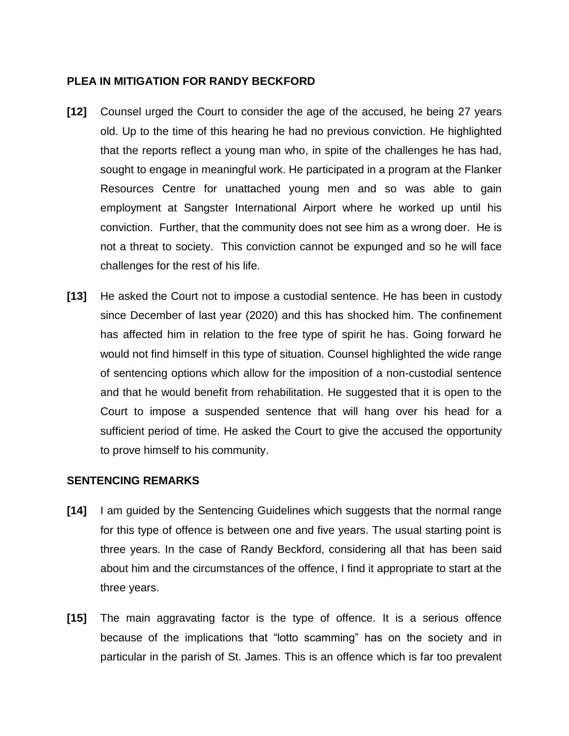**PLEA IN MITIGATION FOR RANDY BECKFORD**

**[12]** Counsel urged the Court to consider the age of the accused, he being 27 years old. Up to the time of this hearing he had no previous conviction. He highlighted that the reports reflect a young man who, in spite of the challenges he has had, sought to engage in meaningful work. He participated in a program at the Flanker Resources Centre for unattached young men and so was able to gain employment at Sangster International Airport where he worked up until his conviction. Further, that the community does not see him as a wrong doer. He is not a threat to society. This conviction cannot be expunged and so he will face challenges for the rest of his life.

**[13]** He asked the Court not to impose a custodial sentence. He has been in custody since December of last year (2020) and this has shocked him. The confinement has affected him in relation to the free type of spirit he has. Going forward he would not find himself in this type of situation. Counsel highlighted the wide range of sentencing options which allow for the imposition of a non-custodial sentence and that he would benefit from rehabilitation. He suggested that it is open to the Court to impose a suspended sentence that will hang over his head for a sufficient period of time. He asked the Court to give the accused the opportunity to prove himself to his community.

**SENTENCING REMARKS**

**[14]** I am guided by the Sentencing Guidelines which suggests that the normal range for this type of offence is between one and five years. The usual starting point is three years. In the case of Randy Beckford, considering all that has been said about him and the circumstances of the offence, I find it appropriate to start at the three years.

**[15]** The main aggravating factor is the type of offence. It is a serious offence because of the implications that "lotto scamming" has on the society and in particular in the parish of St. James. This is an offence which is far too prevalent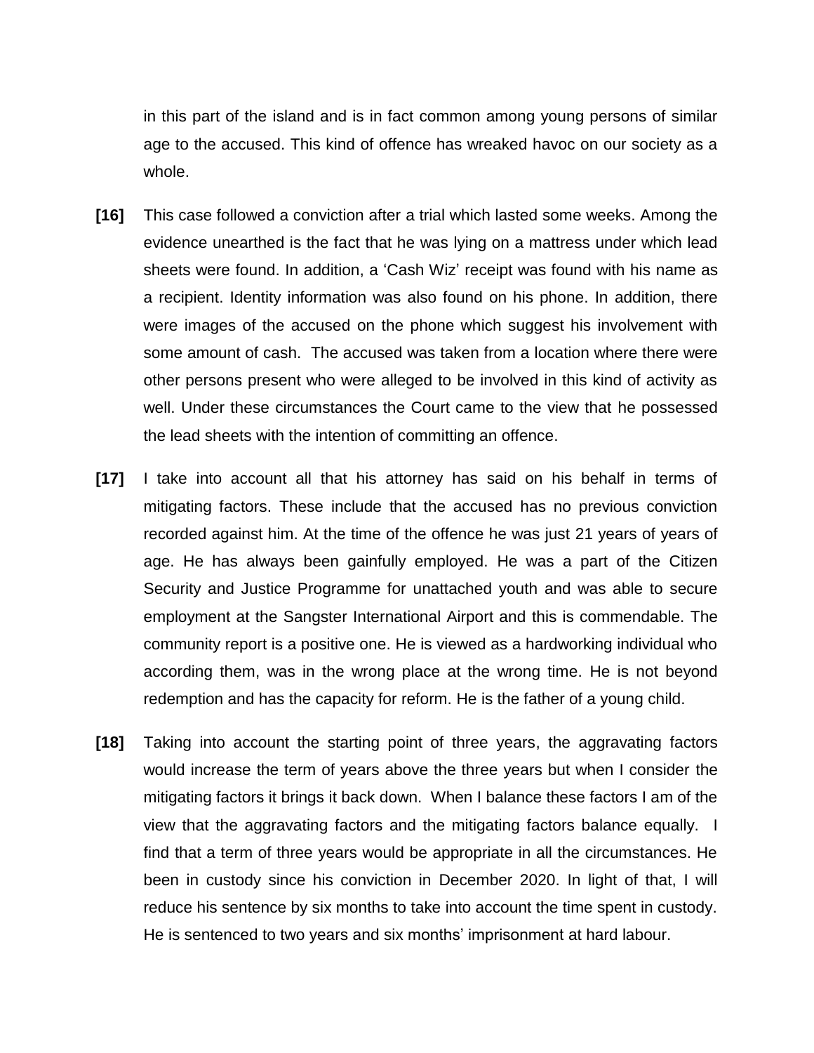in this part of the island and is in fact common among young persons of similar age to the accused. This kind of offence has wreaked havoc on our society as a whole.

**[16]** This case followed a conviction after a trial which lasted some weeks. Among the evidence unearthed is the fact that he was lying on a mattress under which lead sheets were found. In addition, a 'Cash Wiz' receipt was found with his name as a recipient. Identity information was also found on his phone. In addition, there were images of the accused on the phone which suggest his involvement with some amount of cash. The accused was taken from a location where there were other persons present who were alleged to be involved in this kind of activity as well. Under these circumstances the Court came to the view that he possessed the lead sheets with the intention of committing an offence.

**[17]** I take into account all that his attorney has said on his behalf in terms of mitigating factors. These include that the accused has no previous conviction recorded against him. At the time of the offence he was just 21 years of years of age. He has always been gainfully employed. He was a part of the Citizen Security and Justice Programme for unattached youth and was able to secure employment at the Sangster International Airport and this is commendable. The community report is a positive one. He is viewed as a hardworking individual who according them, was in the wrong place at the wrong time. He is not beyond redemption and has the capacity for reform. He is the father of a young child.

**[18]** Taking into account the starting point of three years, the aggravating factors would increase the term of years above the three years but when I consider the mitigating factors it brings it back down. When I balance these factors I am of the view that the aggravating factors and the mitigating factors balance equally. I find that a term of three years would be appropriate in all the circumstances. He been in custody since his conviction in December 2020. In light of that, I will reduce his sentence by six months to take into account the time spent in custody. He is sentenced to two years and six months' imprisonment at hard labour.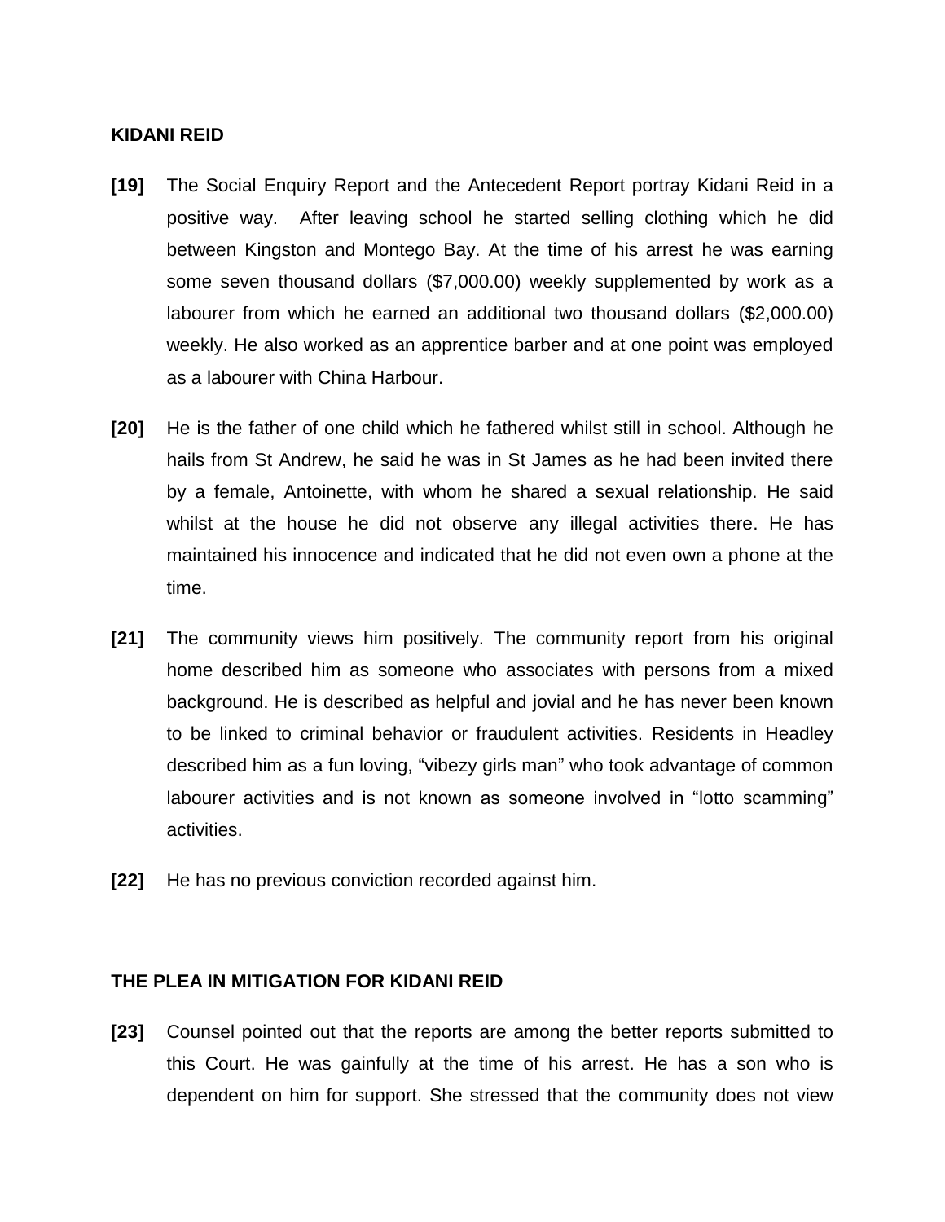**KIDANI REID**

**[19]** The Social Enquiry Report and the Antecedent Report portray Kidani Reid in a positive way. After leaving school he started selling clothing which he did between Kingston and Montego Bay. At the time of his arrest he was earning some seven thousand dollars ($7,000.00) weekly supplemented by work as a labourer from which he earned an additional two thousand dollars ($2,000.00) weekly. He also worked as an apprentice barber and at one point was employed as a labourer with China Harbour.

**[20]** He is the father of one child which he fathered whilst still in school. Although he hails from St Andrew, he said he was in St James as he had been invited there by a female, Antoinette, with whom he shared a sexual relationship. He said whilst at the house he did not observe any illegal activities there. He has maintained his innocence and indicated that he did not even own a phone at the time.

**[21]** The community views him positively. The community report from his original home described him as someone who associates with persons from a mixed background. He is described as helpful and jovial and he has never been known to be linked to criminal behavior or fraudulent activities. Residents in Headley described him as a fun loving, "vibezy girls man" who took advantage of common labourer activities and is not known as someone involved in "lotto scamming" activities.

**[22]** He has no previous conviction recorded against him.

**THE PLEA IN MITIGATION FOR KIDANI REID**

**[23]** Counsel pointed out that the reports are among the better reports submitted to this Court. He was gainfully at the time of his arrest. He has a son who is dependent on him for support. She stressed that the community does not view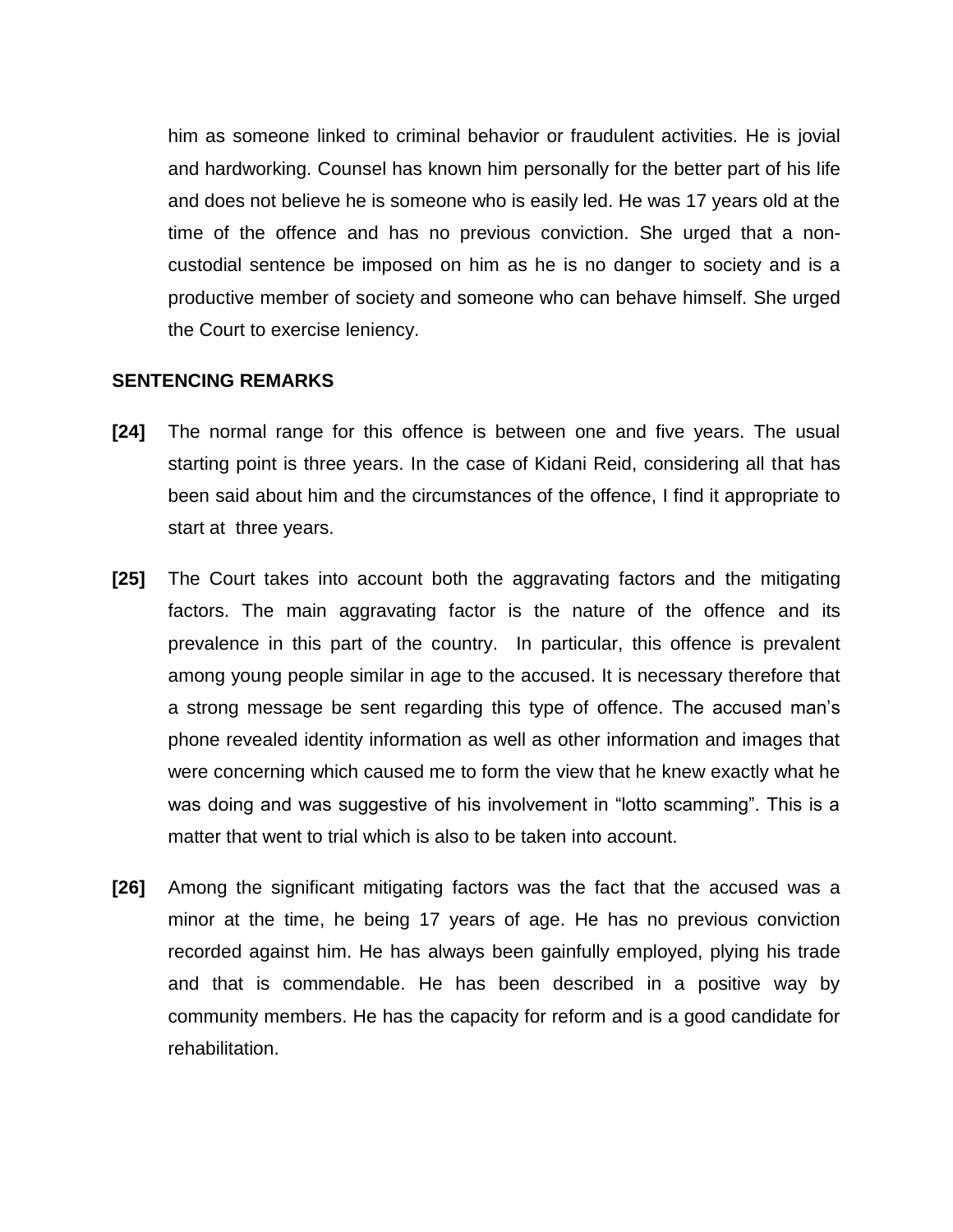him as someone linked to criminal behavior or fraudulent activities. He is jovial and hardworking. Counsel has known him personally for the better part of his life and does not believe he is someone who is easily led. He was 17 years old at the time of the offence and has no previous conviction. She urged that a non-custodial sentence be imposed on him as he is no danger to society and is a productive member of society and someone who can behave himself. She urged the Court to exercise leniency.

**SENTENCING REMARKS**

**[24]** The normal range for this offence is between one and five years. The usual starting point is three years. In the case of Kidani Reid, considering all that has been said about him and the circumstances of the offence, I find it appropriate to start at three years.

**[25]** The Court takes into account both the aggravating factors and the mitigating factors. The main aggravating factor is the nature of the offence and its prevalence in this part of the country. In particular, this offence is prevalent among young people similar in age to the accused. It is necessary therefore that a strong message be sent regarding this type of offence. The accused man's phone revealed identity information as well as other information and images that were concerning which caused me to form the view that he knew exactly what he was doing and was suggestive of his involvement in "lotto scamming". This is a matter that went to trial which is also to be taken into account.

**[26]** Among the significant mitigating factors was the fact that the accused was a minor at the time, he being 17 years of age. He has no previous conviction recorded against him. He has always been gainfully employed, plying his trade and that is commendable. He has been described in a positive way by community members. He has the capacity for reform and is a good candidate for rehabilitation.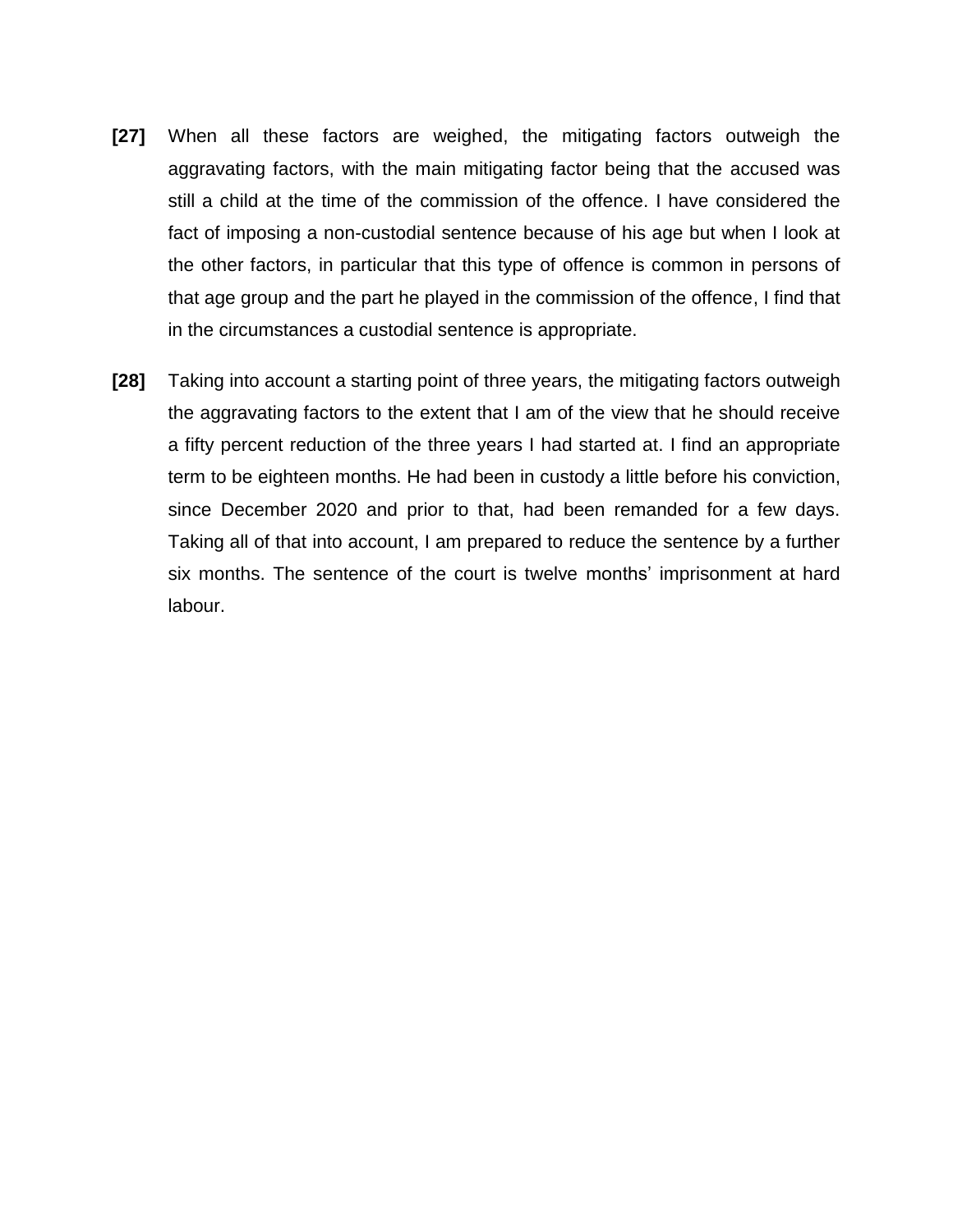**[27]** When all these factors are weighed, the mitigating factors outweigh the aggravating factors, with the main mitigating factor being that the accused was still a child at the time of the commission of the offence. I have considered the fact of imposing a non-custodial sentence because of his age but when I look at the other factors, in particular that this type of offence is common in persons of that age group and the part he played in the commission of the offence, I find that in the circumstances a custodial sentence is appropriate.

**[28]** Taking into account a starting point of three years, the mitigating factors outweigh the aggravating factors to the extent that I am of the view that he should receive a fifty percent reduction of the three years I had started at. I find an appropriate term to be eighteen months. He had been in custody a little before his conviction, since December 2020 and prior to that, had been remanded for a few days. Taking all of that into account, I am prepared to reduce the sentence by a further six months. The sentence of the court is twelve months' imprisonment at hard labour.